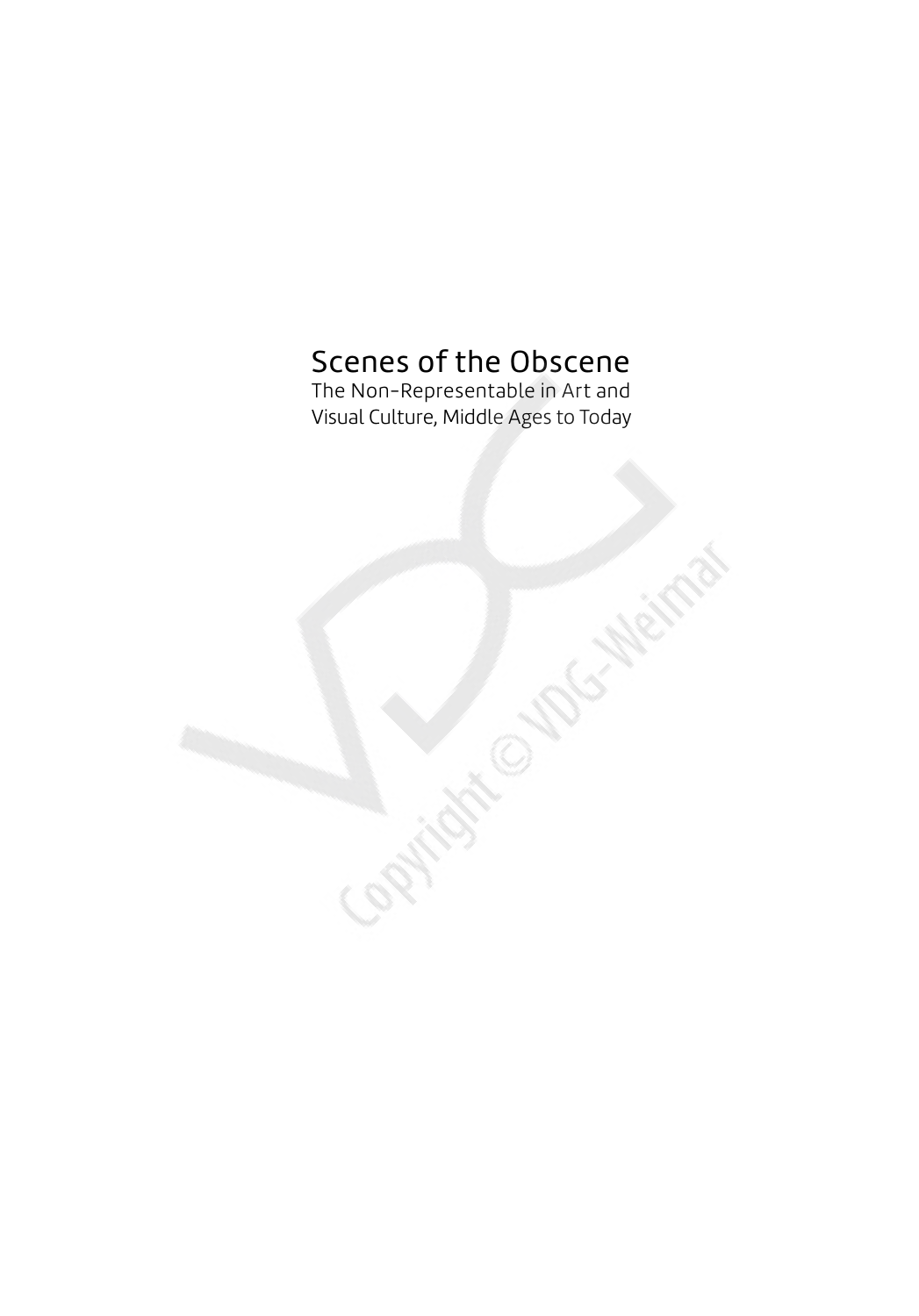# Scenes of the Obscene

The Non-Representable in Art and Visual Culture, Middle Ages to Today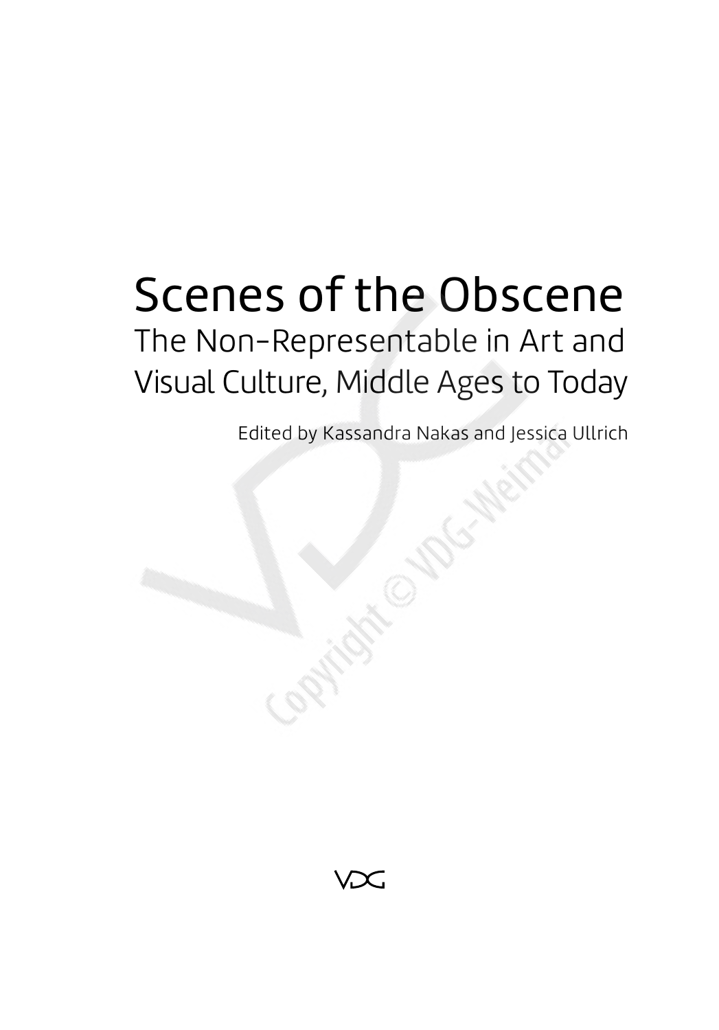# Scenes of the Obscene

## The Non-Representable in Art and Visual Culture, Middle Ages to Today

Edited by Kassandra Nakas and Jessica Ullrich

VDG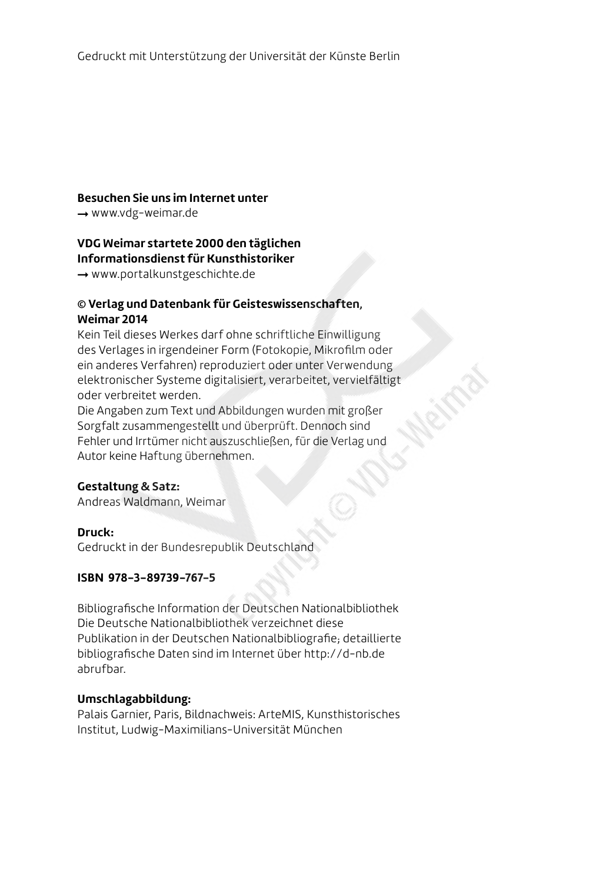Gedruckt mit Unterstützung der Universität der Künste Berlin

**Besuchen Sie uns im Internet unter**
→ www.vdg-weimar.de

**VDG Weimar startete 2000 den täglichen Informationsdienst für Kunsthistoriker**
→ www.portalkunstgeschichte.de

**© Verlag und Datenbank für Geisteswissenschaften, Weimar 2014**
Kein Teil dieses Werkes darf ohne schriftliche Einwilligung des Verlages in irgendeiner Form (Fotokopie, Mikrofilm oder ein anderes Verfahren) reproduziert oder unter Verwendung elektronischer Systeme digitalisiert, verarbeitet, vervielfältigt oder verbreitet werden.
Die Angaben zum Text und Abbildungen wurden mit großer Sorgfalt zusammengestellt und überprüft. Dennoch sind Fehler und Irrtümer nicht auszuschließen, für die Verlag und Autor keine Haftung übernehmen.

**Gestaltung & Satz:**
Andreas Waldmann, Weimar

**Druck:**
Gedruckt in der Bundesrepublik Deutschland

**ISBN 978-3-89739-767-5**

Bibliografische Information der Deutschen Nationalbibliothek
Die Deutsche Nationalbibliothek verzeichnet diese Publikation in der Deutschen Nationalbibliografie; detaillierte bibliografische Daten sind im Internet über http://d-nb.de abrufbar.

**Umschlagabbildung:**
Palais Garnier, Paris, Bildnachweis: ArteMIS, Kunsthistorisches Institut, Ludwig-Maximilians-Universität München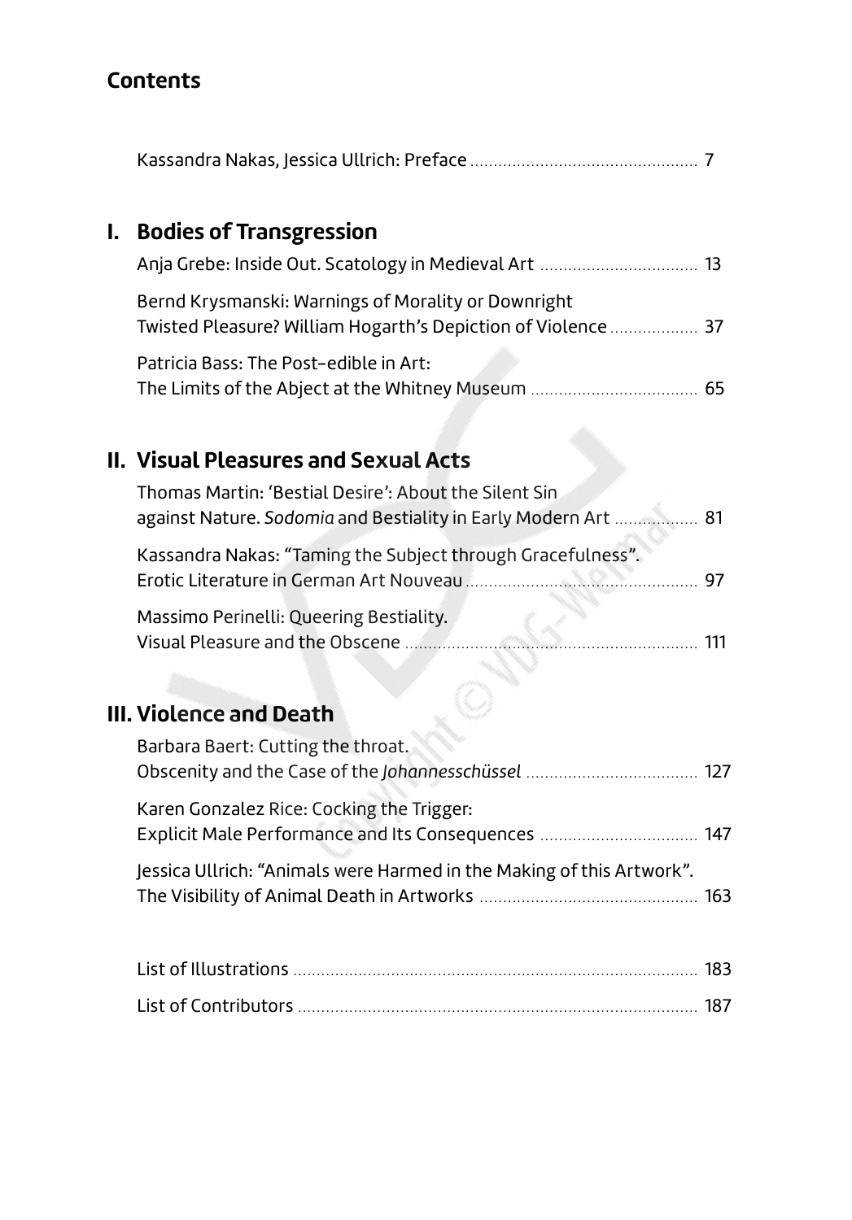# Contents

Kassandra Nakas, Jessica Ullrich: Preface ........ 7

## I. Bodies of Transgression

Anja Grebe: Inside Out. Scatology in Medieval Art ........ 13

Bernd Krysmanski: Warnings of Morality or Downright Twisted Pleasure? William Hogarth's Depiction of Violence ........ 37

Patricia Bass: The Post-edible in Art: The Limits of the Abject at the Whitney Museum ........ 65

## II. Visual Pleasures and Sexual Acts

Thomas Martin: 'Bestial Desire': About the Silent Sin against Nature. *Sodomia* and Bestiality in Early Modern Art ........ 81

Kassandra Nakas: "Taming the Subject through Gracefulness". Erotic Literature in German Art Nouveau ........ 97

Massimo Perinelli: Queering Bestiality. Visual Pleasure and the Obscene ........ 111

## III. Violence and Death

Barbara Baert: Cutting the throat. Obscenity and the Case of the *Johannesschüssel* ........ 127

Karen Gonzalez Rice: Cocking the Trigger: Explicit Male Performance and Its Consequences ........ 147

Jessica Ullrich: "Animals were Harmed in the Making of this Artwork". The Visibility of Animal Death in Artworks ........ 163

List of Illustrations ........ 183

List of Contributors ........ 187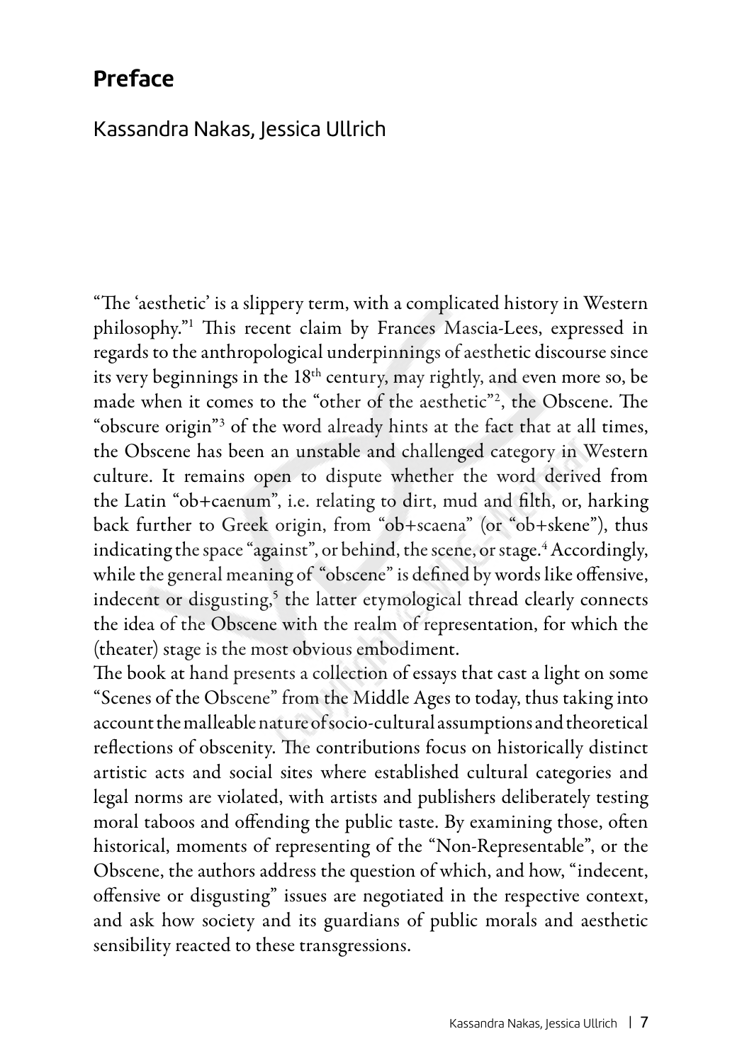# Preface

Kassandra Nakas, Jessica Ullrich

"The 'aesthetic' is a slippery term, with a complicated history in Western philosophy."[1] This recent claim by Frances Mascia-Lees, expressed in regards to the anthropological underpinnings of aesthetic discourse since its very beginnings in the 18th century, may rightly, and even more so, be made when it comes to the "other of the aesthetic"[2], the Obscene. The "obscure origin"[3] of the word already hints at the fact that at all times, the Obscene has been an unstable and challenged category in Western culture. It remains open to dispute whether the word derived from the Latin "ob+caenum", i.e. relating to dirt, mud and filth, or, harking back further to Greek origin, from "ob+scaena" (or "ob+skene"), thus indicating the space "against", or behind, the scene, or stage.[4] Accordingly, while the general meaning of "obscene" is defined by words like offensive, indecent or disgusting,[5] the latter etymological thread clearly connects the idea of the Obscene with the realm of representation, for which the (theater) stage is the most obvious embodiment.

The book at hand presents a collection of essays that cast a light on some "Scenes of the Obscene" from the Middle Ages to today, thus taking into account the malleable nature of socio-cultural assumptions and theoretical reflections of obscenity. The contributions focus on historically distinct artistic acts and social sites where established cultural categories and legal norms are violated, with artists and publishers deliberately testing moral taboos and offending the public taste. By examining those, often historical, moments of representing of the "Non-Representable", or the Obscene, the authors address the question of which, and how, "indecent, offensive or disgusting" issues are negotiated in the respective context, and ask how society and its guardians of public morals and aesthetic sensibility reacted to these transgressions.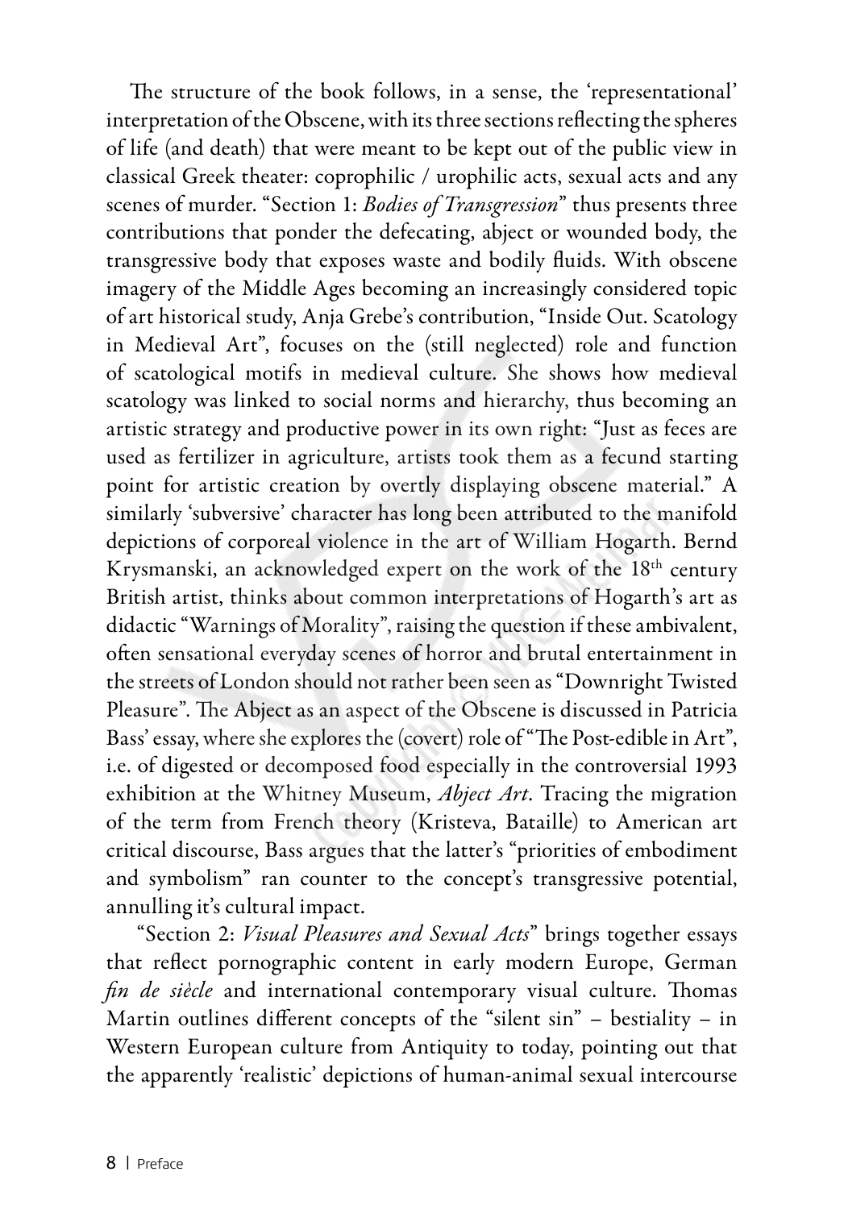The structure of the book follows, in a sense, the 'representational' interpretation of the Obscene, with its three sections reflecting the spheres of life (and death) that were meant to be kept out of the public view in classical Greek theater: coprophilic / urophilic acts, sexual acts and any scenes of murder. "Section 1: *Bodies of Transgression*" thus presents three contributions that ponder the defecating, abject or wounded body, the transgressive body that exposes waste and bodily fluids. With obscene imagery of the Middle Ages becoming an increasingly considered topic of art historical study, Anja Grebe's contribution, "Inside Out. Scatology in Medieval Art", focuses on the (still neglected) role and function of scatological motifs in medieval culture. She shows how medieval scatology was linked to social norms and hierarchy, thus becoming an artistic strategy and productive power in its own right: "Just as feces are used as fertilizer in agriculture, artists took them as a fecund starting point for artistic creation by overtly displaying obscene material." A similarly 'subversive' character has long been attributed to the manifold depictions of corporeal violence in the art of William Hogarth. Bernd Krysmanski, an acknowledged expert on the work of the 18th century British artist, thinks about common interpretations of Hogarth's art as didactic "Warnings of Morality", raising the question if these ambivalent, often sensational everyday scenes of horror and brutal entertainment in the streets of London should not rather been seen as "Downright Twisted Pleasure". The Abject as an aspect of the Obscene is discussed in Patricia Bass' essay, where she explores the (covert) role of "The Post-edible in Art", i.e. of digested or decomposed food especially in the controversial 1993 exhibition at the Whitney Museum, *Abject Art*. Tracing the migration of the term from French theory (Kristeva, Bataille) to American art critical discourse, Bass argues that the latter's "priorities of embodiment and symbolism" ran counter to the concept's transgressive potential, annulling it's cultural impact.

"Section 2: *Visual Pleasures and Sexual Acts*" brings together essays that reflect pornographic content in early modern Europe, German *fin de siècle* and international contemporary visual culture. Thomas Martin outlines different concepts of the "silent sin" – bestiality – in Western European culture from Antiquity to today, pointing out that the apparently 'realistic' depictions of human-animal sexual intercourse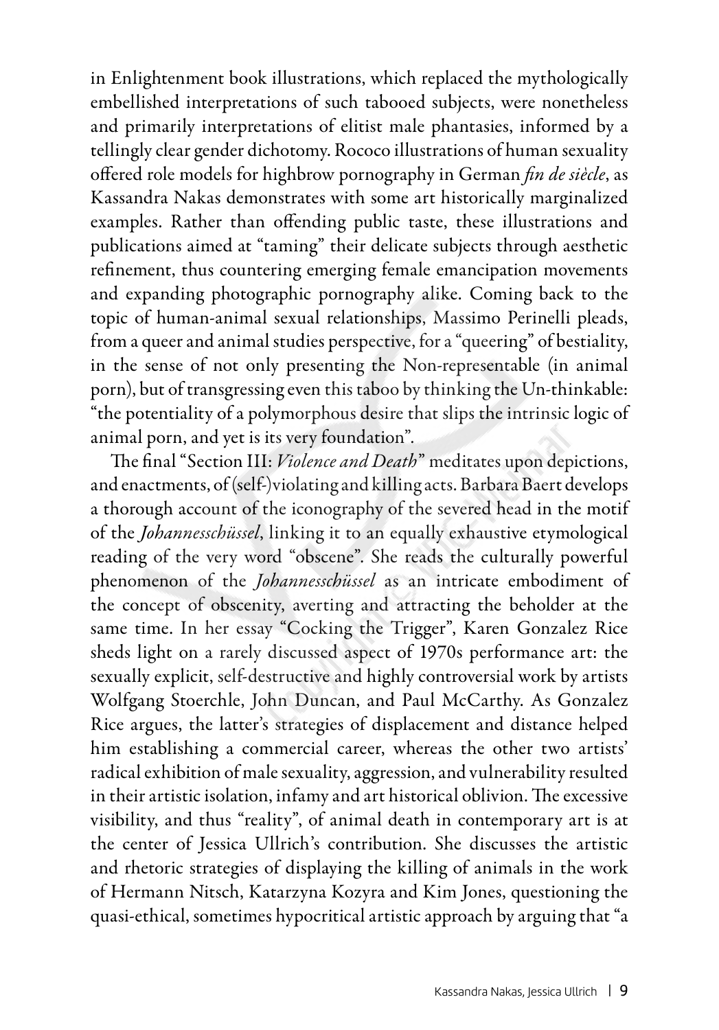in Enlightenment book illustrations, which replaced the mythologically embellished interpretations of such tabooed subjects, were nonetheless and primarily interpretations of elitist male phantasies, informed by a tellingly clear gender dichotomy. Rococo illustrations of human sexuality offered role models for highbrow pornography in German *fin de siècle*, as Kassandra Nakas demonstrates with some art historically marginalized examples. Rather than offending public taste, these illustrations and publications aimed at "taming" their delicate subjects through aesthetic refinement, thus countering emerging female emancipation movements and expanding photographic pornography alike. Coming back to the topic of human-animal sexual relationships, Massimo Perinelli pleads, from a queer and animal studies perspective, for a "queering" of bestiality, in the sense of not only presenting the Non-representable (in animal porn), but of transgressing even this taboo by thinking the Un-thinkable: "the potentiality of a polymorphous desire that slips the intrinsic logic of animal porn, and yet is its very foundation".

The final "Section III: *Violence and Death*" meditates upon depictions, and enactments, of (self-)violating and killing acts. Barbara Baert develops a thorough account of the iconography of the severed head in the motif of the *Johannesschüssel*, linking it to an equally exhaustive etymological reading of the very word "obscene". She reads the culturally powerful phenomenon of the *Johannesschüssel* as an intricate embodiment of the concept of obscenity, averting and attracting the beholder at the same time. In her essay "Cocking the Trigger", Karen Gonzalez Rice sheds light on a rarely discussed aspect of 1970s performance art: the sexually explicit, self-destructive and highly controversial work by artists Wolfgang Stoerchle, John Duncan, and Paul McCarthy. As Gonzalez Rice argues, the latter's strategies of displacement and distance helped him establishing a commercial career, whereas the other two artists' radical exhibition of male sexuality, aggression, and vulnerability resulted in their artistic isolation, infamy and art historical oblivion. The excessive visibility, and thus "reality", of animal death in contemporary art is at the center of Jessica Ullrich's contribution. She discusses the artistic and rhetoric strategies of displaying the killing of animals in the work of Hermann Nitsch, Katarzyna Kozyra and Kim Jones, questioning the quasi-ethical, sometimes hypocritical artistic approach by arguing that "a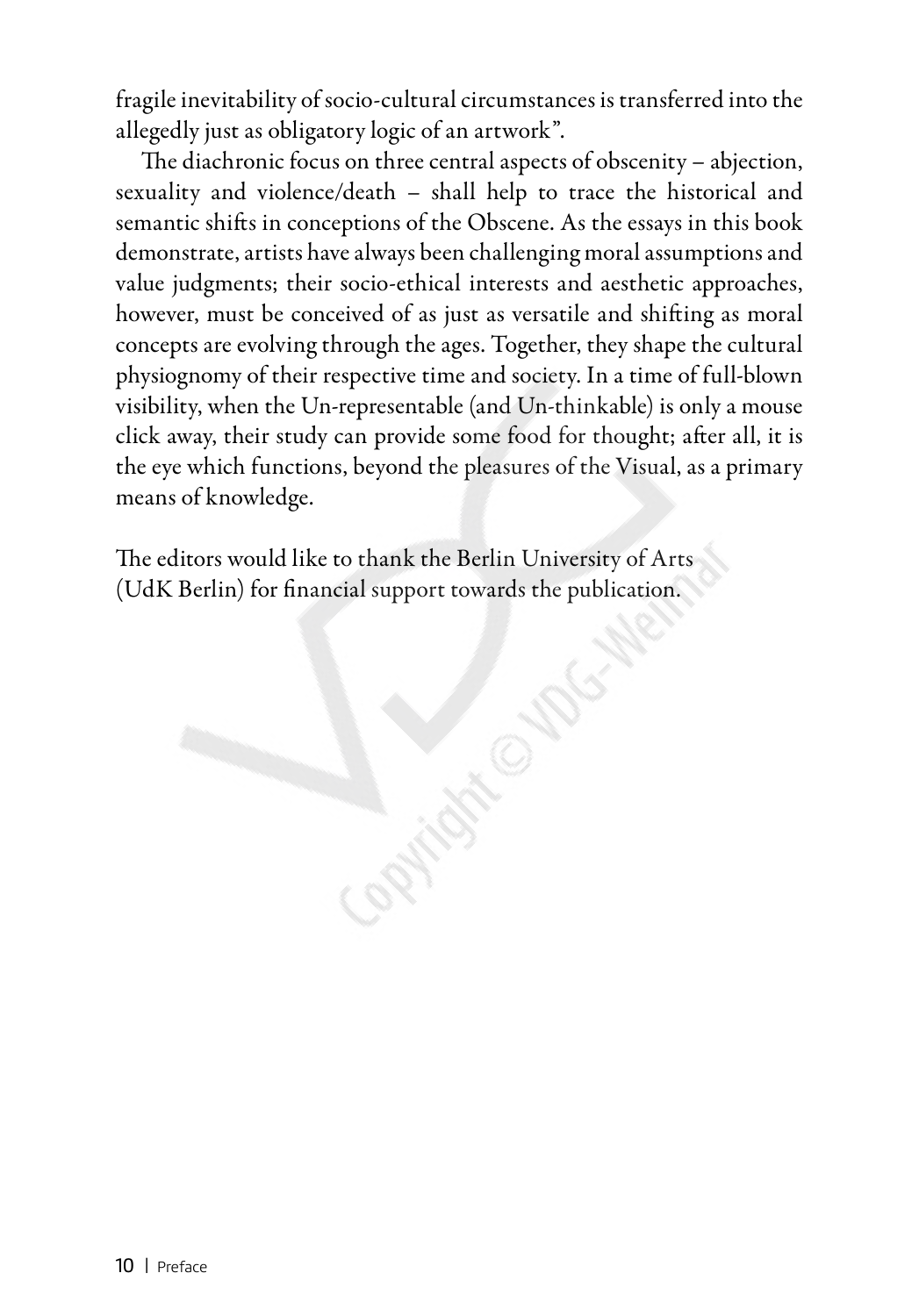fragile inevitability of socio-cultural circumstances is transferred into the allegedly just as obligatory logic of an artwork".

The diachronic focus on three central aspects of obscenity – abjection, sexuality and violence/death – shall help to trace the historical and semantic shifts in conceptions of the Obscene. As the essays in this book demonstrate, artists have always been challenging moral assumptions and value judgments; their socio-ethical interests and aesthetic approaches, however, must be conceived of as just as versatile and shifting as moral concepts are evolving through the ages. Together, they shape the cultural physiognomy of their respective time and society. In a time of full-blown visibility, when the Un-representable (and Un-thinkable) is only a mouse click away, their study can provide some food for thought; after all, it is the eye which functions, beyond the pleasures of the Visual, as a primary means of knowledge.

The editors would like to thank the Berlin University of Arts (UdK Berlin) for financial support towards the publication.